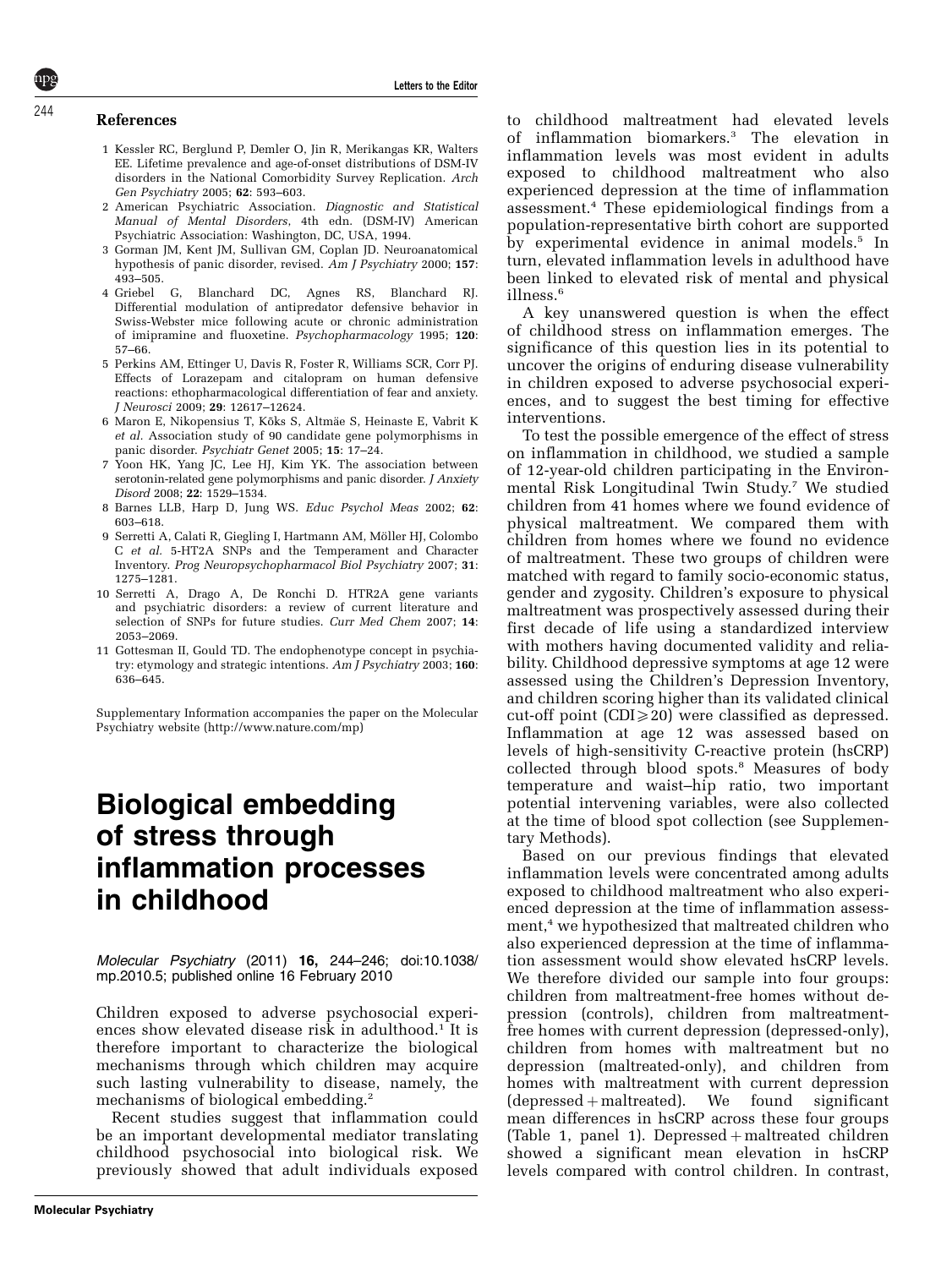## References

1. Kessler RC, Berglund P, Demler O, Jin R, Merikangas KR, Walters EE. Lifetime prevalence and age-of-onset distributions of DSM-IV disorders in the National Comorbidity Survey Replication. *Arch Gen Psychiatry* 2005; **62**: 593–603.
2. American Psychiatric Association. *Diagnostic and Statistical Manual of Mental Disorders*, 4th edn. (DSM-IV) American Psychiatric Association: Washington, DC, USA, 1994.
3. Gorman JM, Kent JM, Sullivan GM, Coplan JD. Neuroanatomical hypothesis of panic disorder, revised. *Am J Psychiatry* 2000; **157**: 493–505.
4. Griebel G, Blanchard DC, Agnes RS, Blanchard RJ. Differential modulation of antipredator defensive behavior in Swiss-Webster mice following acute or chronic administration of imipramine and fluoxetine. *Psychopharmacology* 1995; **120**: 57–66.
5. Perkins AM, Ettinger U, Davis R, Foster R, Williams SCR, Corr PJ. Effects of Lorazepam and citalopram on human defensive reactions: ethopharmacological differentiation of fear and anxiety. *J Neurosci* 2009; **29**: 12617–12624.
6. Maron E, Nikopensius T, Kõks S, Altmäe S, Heinaste E, Vabrit K *et al*. Association study of 90 candidate gene polymorphisms in panic disorder. *Psychiatr Genet* 2005; **15**: 17–24.
7. Yoon HK, Yang JC, Lee HJ, Kim YK. The association between serotonin-related gene polymorphisms and panic disorder. *J Anxiety Disord* 2008; **22**: 1529–1534.
8. Barnes LLB, Harp D, Jung WS. *Educ Psychol Meas* 2002; **62**: 603–618.
9. Serretti A, Calati R, Giegling I, Hartmann AM, Möller HJ, Colombo C *et al*. 5-HT2A SNPs and the Temperament and Character Inventory. *Prog Neuropsychopharmacol Biol Psychiatry* 2007; **31**: 1275–1281.
10. Serretti A, Drago A, De Ronchi D. HTR2A gene variants and psychiatric disorders: a review of current literature and selection of SNPs for future studies. *Curr Med Chem* 2007; **14**: 2053–2069.
11. Gottesman II, Gould TD. The endophenotype concept in psychiatry: etymology and strategic intentions. *Am J Psychiatry* 2003; **160**: 636–645.

Supplementary Information accompanies the paper on the Molecular Psychiatry website (http://www.nature.com/mp)

# Biological embedding of stress through inflammation processes in childhood

*Molecular Psychiatry* (2011) **16**, 244–246; doi:10.1038/mp.2010.5; published online 16 February 2010

Children exposed to adverse psychosocial experiences show elevated disease risk in adulthood.[1] It is therefore important to characterize the biological mechanisms through which children may acquire such lasting vulnerability to disease, namely, the mechanisms of biological embedding.[2]

Recent studies suggest that inflammation could be an important developmental mediator translating childhood psychosocial into biological risk. We previously showed that adult individuals exposed to childhood maltreatment had elevated levels of inflammation biomarkers.[3] The elevation in inflammation levels was most evident in adults exposed to childhood maltreatment who also experienced depression at the time of inflammation assessment.[4] These epidemiological findings from a population-representative birth cohort are supported by experimental evidence in animal models.[5] In turn, elevated inflammation levels in adulthood have been linked to elevated risk of mental and physical illness.[6]

A key unanswered question is when the effect of childhood stress on inflammation emerges. The significance of this question lies in its potential to uncover the origins of enduring disease vulnerability in children exposed to adverse psychosocial experiences, and to suggest the best timing for effective interventions.

To test the possible emergence of the effect of stress on inflammation in childhood, we studied a sample of 12-year-old children participating in the Environmental Risk Longitudinal Twin Study.[7] We studied children from 41 homes where we found evidence of physical maltreatment. We compared them with children from homes where we found no evidence of maltreatment. These two groups of children were matched with regard to family socio-economic status, gender and zygosity. Children's exposure to physical maltreatment was prospectively assessed during their first decade of life using a standardized interview with mothers having documented validity and reliability. Childhood depressive symptoms at age 12 were assessed using the Children's Depression Inventory, and children scoring higher than its validated clinical cut-off point (CDI$\geqslant$20) were classified as depressed. Inflammation at age 12 was assessed based on levels of high-sensitivity C-reactive protein (hsCRP) collected through blood spots.[8] Measures of body temperature and waist–hip ratio, two important potential intervening variables, were also collected at the time of blood spot collection (see Supplementary Methods).

Based on our previous findings that elevated inflammation levels were concentrated among adults exposed to childhood maltreatment who also experienced depression at the time of inflammation assessment,[4] we hypothesized that maltreated children who also experienced depression at the time of inflammation assessment would show elevated hsCRP levels. We therefore divided our sample into four groups: children from maltreatment-free homes without depression (controls), children from maltreatment-free homes with current depression (depressed-only), children from homes with maltreatment but no depression (maltreated-only), and children from homes with maltreatment with current depression (depressed + maltreated). We found significant mean differences in hsCRP across these four groups (Table 1, panel 1). Depressed + maltreated children showed a significant mean elevation in hsCRP levels compared with control children. In contrast,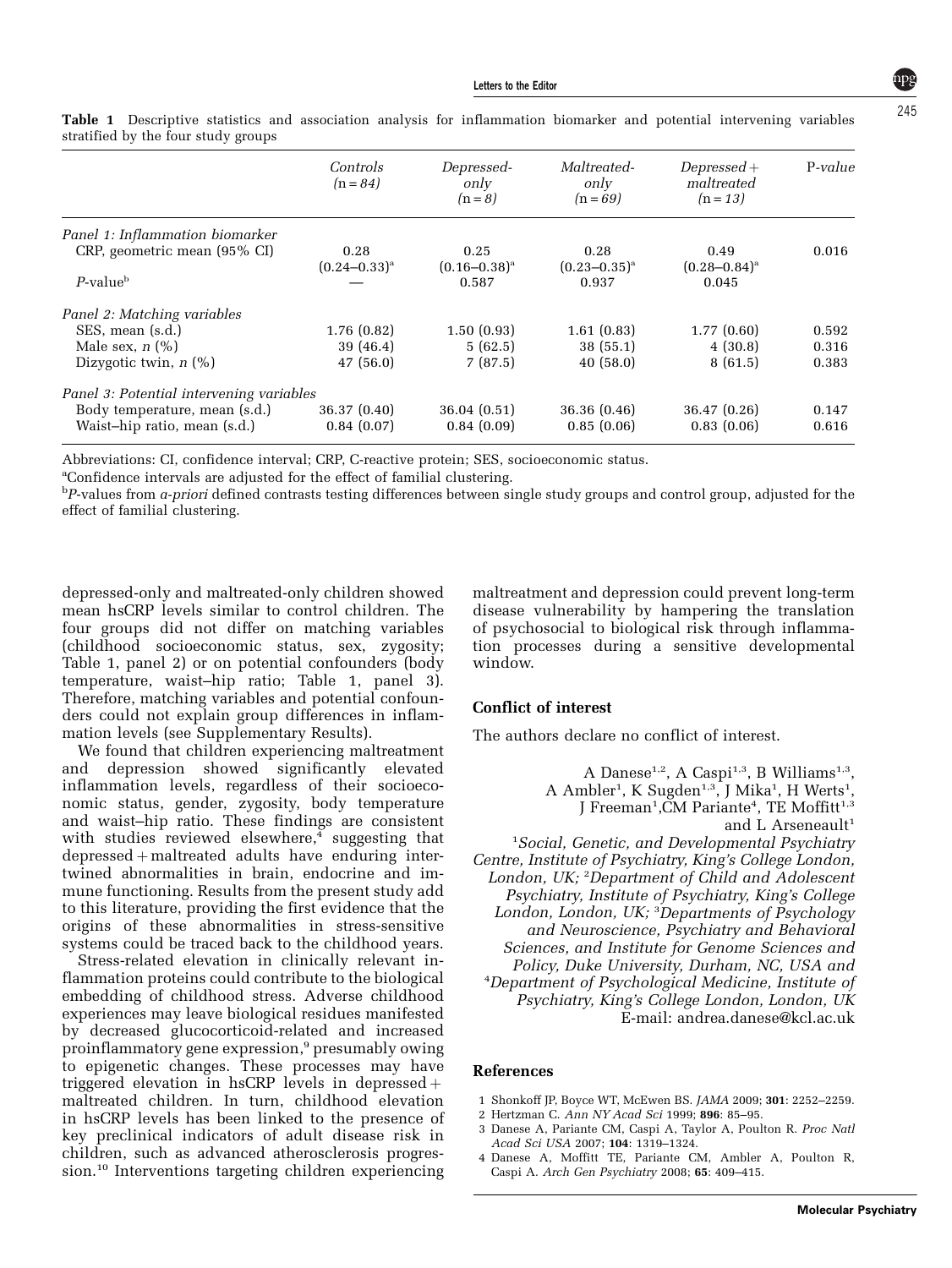**Table 1** Descriptive statistics and association analysis for inflammation biomarker and potential intervening variables stratified by the four study groups

| | *Controls (n = 84)* | *Depressed-only (n = 8)* | *Maltreated-only (n = 69)* | *Depressed + maltreated (n = 13)* | *P-value* |
|---|---|---|---|---|---|
| *Panel 1: Inflammation biomarker* | | | | | |
| CRP, geometric mean (95% CI) | 0.28 (0.24–0.33)[a] | 0.25 (0.16–0.38)[a] | 0.28 (0.23–0.35)[a] | 0.49 (0.28–0.84)[a] | 0.016 |
| *P*-value[b] | — | 0.587 | 0.937 | 0.045 | |
| *Panel 2: Matching variables* | | | | | |
| SES, mean (s.d.) | 1.76 (0.82) | 1.50 (0.93) | 1.61 (0.83) | 1.77 (0.60) | 0.592 |
| Male sex, *n* (%) | 39 (46.4) | 5 (62.5) | 38 (55.1) | 4 (30.8) | 0.316 |
| Dizygotic twin, *n* (%) | 47 (56.0) | 7 (87.5) | 40 (58.0) | 8 (61.5) | 0.383 |
| *Panel 3: Potential intervening variables* | | | | | |
| Body temperature, mean (s.d.) | 36.37 (0.40) | 36.04 (0.51) | 36.36 (0.46) | 36.47 (0.26) | 0.147 |
| Waist–hip ratio, mean (s.d.) | 0.84 (0.07) | 0.84 (0.09) | 0.85 (0.06) | 0.83 (0.06) | 0.616 |

Abbreviations: CI, confidence interval; CRP, C-reactive protein; SES, socioeconomic status.

[a]Confidence intervals are adjusted for the effect of familial clustering.

[b]*P*-values from *a-priori* defined contrasts testing differences between single study groups and control group, adjusted for the effect of familial clustering.

depressed-only and maltreated-only children showed mean hsCRP levels similar to control children. The four groups did not differ on matching variables (childhood socioeconomic status, sex, zygosity; Table 1, panel 2) or on potential confounders (body temperature, waist–hip ratio; Table 1, panel 3). Therefore, matching variables and potential confounders could not explain group differences in inflammation levels (see Supplementary Results).

We found that children experiencing maltreatment and depression showed significantly elevated inflammation levels, regardless of their socioeconomic status, gender, zygosity, body temperature and waist–hip ratio. These findings are consistent with studies reviewed elsewhere,[4] suggesting that depressed + maltreated adults have enduring intertwined abnormalities in brain, endocrine and immune functioning. Results from the present study add to this literature, providing the first evidence that the origins of these abnormalities in stress-sensitive systems could be traced back to the childhood years.

Stress-related elevation in clinically relevant inflammation proteins could contribute to the biological embedding of childhood stress. Adverse childhood experiences may leave biological residues manifested by decreased glucocorticoid-related and increased proinflammatory gene expression,[9] presumably owing to epigenetic changes. These processes may have triggered elevation in hsCRP levels in depressed + maltreated children. In turn, childhood elevation in hsCRP levels has been linked to the presence of key preclinical indicators of adult disease risk in children, such as advanced atherosclerosis progression.[10] Interventions targeting children experiencing maltreatment and depression could prevent long-term disease vulnerability by hampering the translation of psychosocial to biological risk through inflammation processes during a sensitive developmental window.

## Conflict of interest

The authors declare no conflict of interest.

A Danese[1,2], A Caspi[1,3], B Williams[1,3], A Ambler[1], K Sugden[1,3], J Mika[1], H Werts[1], J Freeman[1], CM Pariante[4], TE Moffitt[1,3] and L Arseneault[1]

[1]*Social, Genetic, and Developmental Psychiatry Centre, Institute of Psychiatry, King's College London, London, UK;* [2]*Department of Child and Adolescent Psychiatry, Institute of Psychiatry, King's College London, London, UK;* [3]*Departments of Psychology and Neuroscience, Psychiatry and Behavioral Sciences, and Institute for Genome Sciences and Policy, Duke University, Durham, NC, USA and* [4]*Department of Psychological Medicine, Institute of Psychiatry, King's College London, London, UK*
E-mail: andrea.danese@kcl.ac.uk

## References

1. Shonkoff JP, Boyce WT, McEwen BS. *JAMA* 2009; **301**: 2252–2259.
2. Hertzman C. *Ann NY Acad Sci* 1999; **896**: 85–95.
3. Danese A, Pariante CM, Caspi A, Taylor A, Poulton R. *Proc Natl Acad Sci USA* 2007; **104**: 1319–1324.
4. Danese A, Moffitt TE, Pariante CM, Ambler A, Poulton R, Caspi A. *Arch Gen Psychiatry* 2008; **65**: 409–415.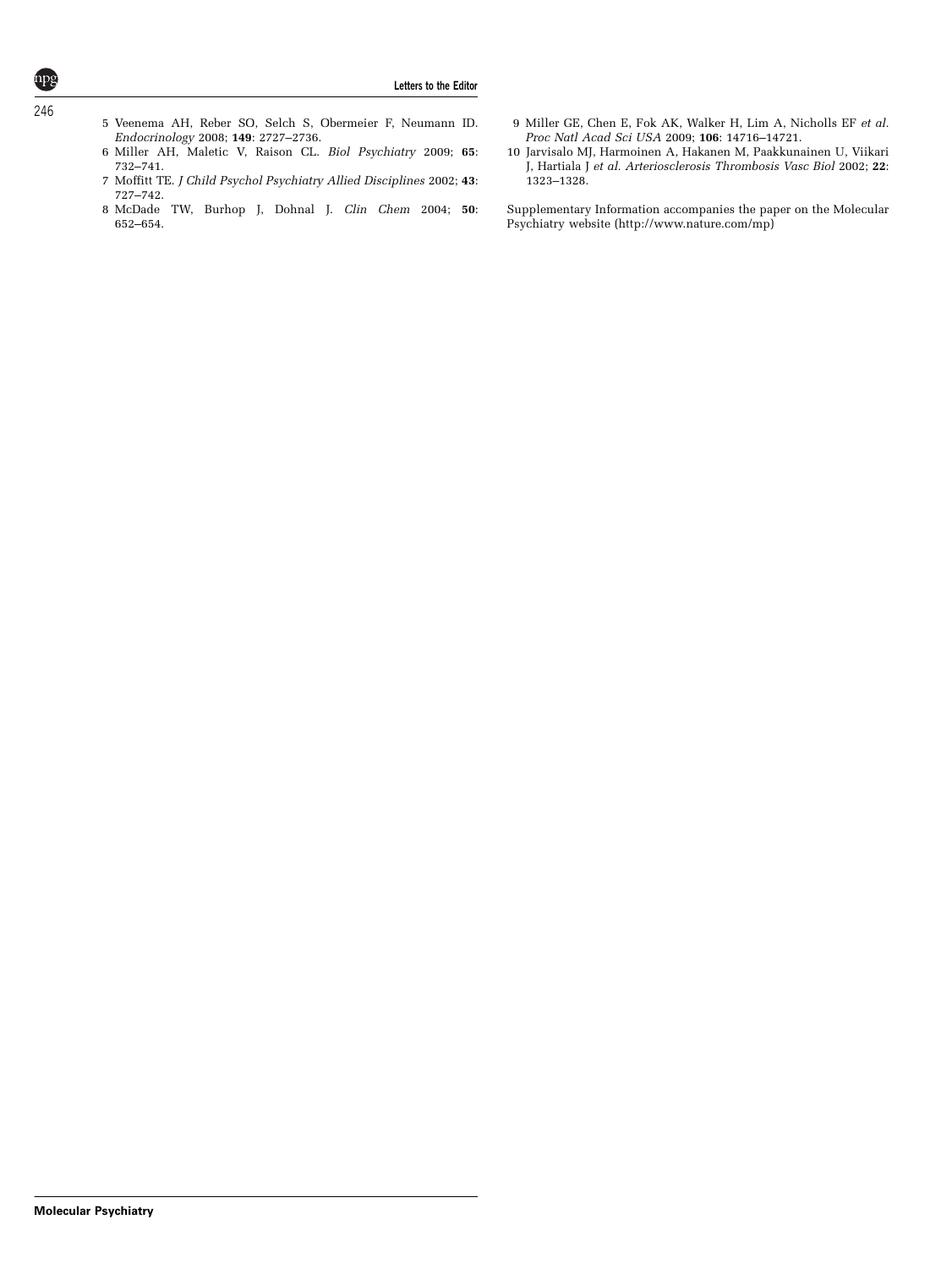5 Veenema AH, Reber SO, Selch S, Obermeier F, Neumann ID. *Endocrinology* 2008; **149**: 2727–2736.
6 Miller AH, Maletic V, Raison CL. *Biol Psychiatry* 2009; **65**: 732–741.
7 Moffitt TE. *J Child Psychol Psychiatry Allied Disciplines* 2002; **43**: 727–742.
8 McDade TW, Burhop J, Dohnal J. *Clin Chem* 2004; **50**: 652–654.
9 Miller GE, Chen E, Fok AK, Walker H, Lim A, Nicholls EF *et al*. *Proc Natl Acad Sci USA* 2009; **106**: 14716–14721.
10 Jarvisalo MJ, Harmoinen A, Hakanen M, Paakkunainen U, Viikari J, Hartiala J *et al*. *Arteriosclerosis Thrombosis Vasc Biol* 2002; **22**: 1323–1328.

Supplementary Information accompanies the paper on the Molecular Psychiatry website (http://www.nature.com/mp)